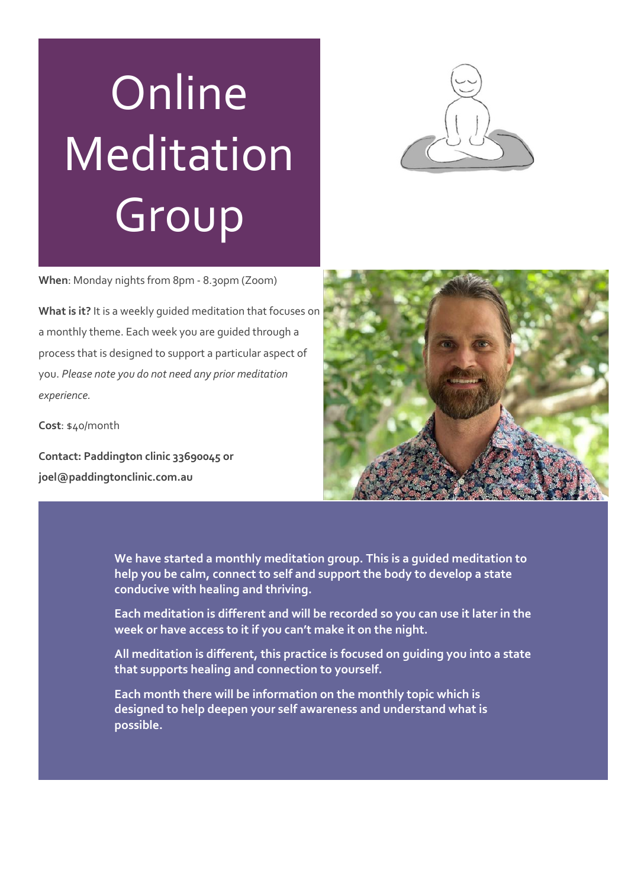# Online Meditation Group

**When**: Monday nights from 8pm - 8.30pm (Zoom)

**What is it?** It is a weekly guided meditation that focuses on a monthly theme. Each week you are guided through a process that is designed to support a particular aspect of you. *Please note you do not need any prior meditation experience.*

**Cost**: $40/month

**Contact: Paddington clinic 33690045 or joel@paddingtonclinic.com.au**

**We have started a monthly meditation group. This is a guided meditation to help you be calm, connect to self and support the body to develop a state conducive with healing and thriving.**

**Each meditation is different and will be recorded so you can use it later in the week or have access to it if you can't make it on the night.**

**All meditation is different, this practice is focused on guiding you into a state that supports healing and connection to yourself.**

**Each month there will be information on the monthly topic which is designed to help deepen your self awareness and understand what is possible.**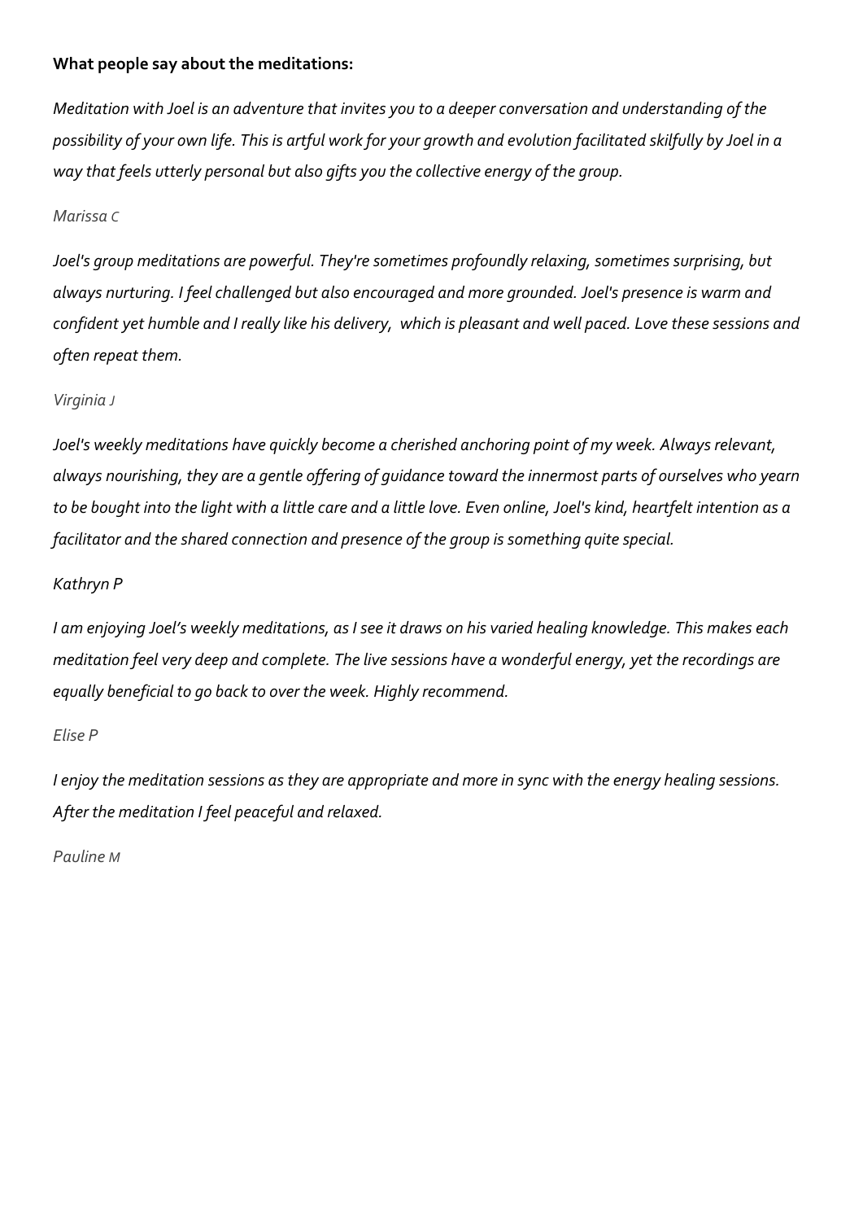**What people say about the meditations:**

*Meditation with Joel is an adventure that invites you to a deeper conversation and understanding of the possibility of your own life. This is artful work for your growth and evolution facilitated skilfully by Joel in a way that feels utterly personal but also gifts you the collective energy of the group.*

*Marissa C*

*Joel's group meditations are powerful. They're sometimes profoundly relaxing, sometimes surprising, but always nurturing. I feel challenged but also encouraged and more grounded. Joel's presence is warm and confident yet humble and I really like his delivery, which is pleasant and well paced. Love these sessions and often repeat them.*

*Virginia J*

*Joel's weekly meditations have quickly become a cherished anchoring point of my week. Always relevant, always nourishing, they are a gentle offering of guidance toward the innermost parts of ourselves who yearn to be bought into the light with a little care and a little love. Even online, Joel's kind, heartfelt intention as a facilitator and the shared connection and presence of the group is something quite special.*

*Kathryn P*

*I am enjoying Joel's weekly meditations, as I see it draws on his varied healing knowledge. This makes each meditation feel very deep and complete. The live sessions have a wonderful energy, yet the recordings are equally beneficial to go back to over the week. Highly recommend.*

*Elise P*

*I enjoy the meditation sessions as they are appropriate and more in sync with the energy healing sessions. After the meditation I feel peaceful and relaxed.*

*Pauline M*